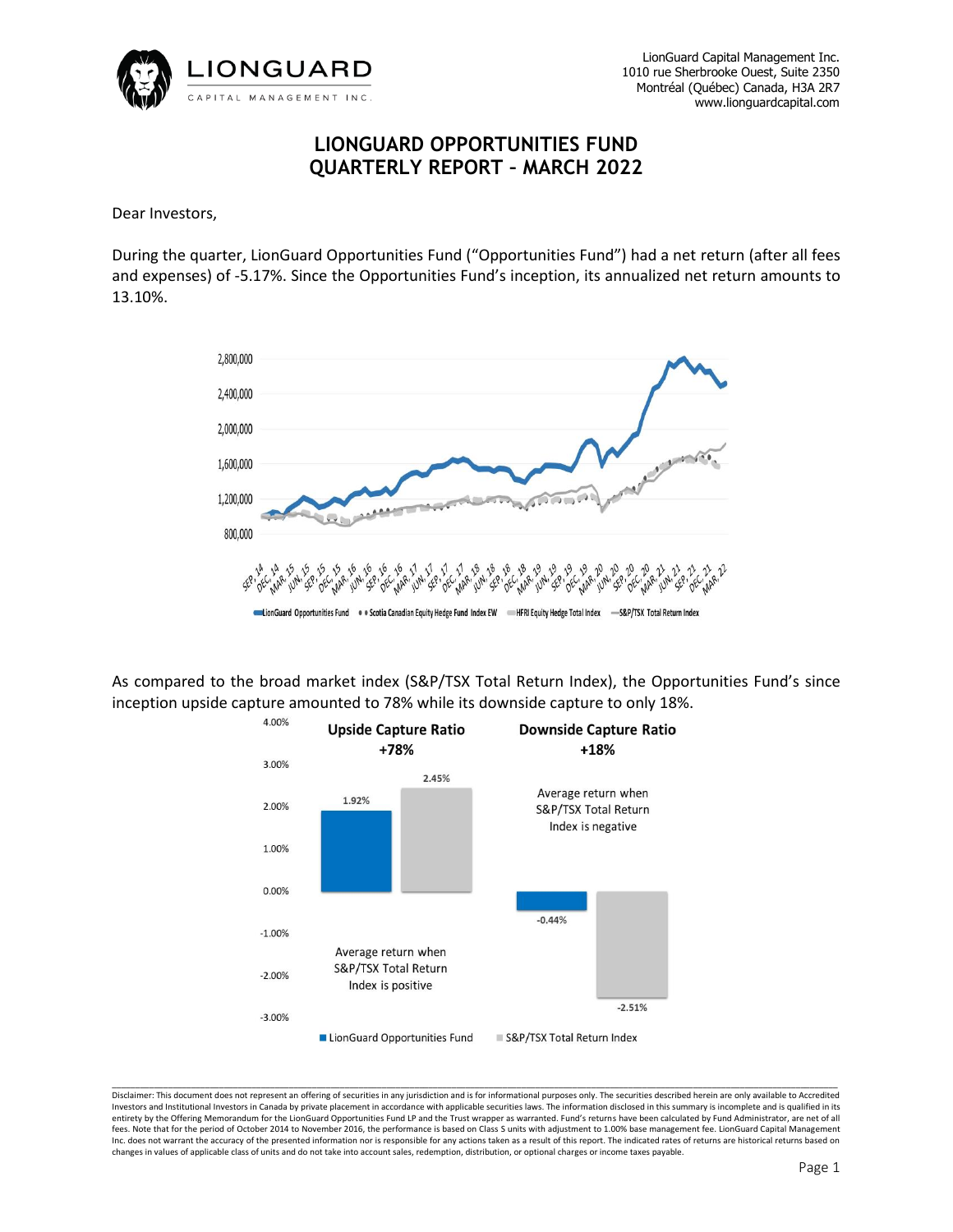LionGuard Capital Management Inc.
1010 rue Sherbrooke Ouest, Suite 2350
Montréal (Québec) Canada, H3A 2R7
www.lionguardcapital.com

# LIONGUARD OPPORTUNITIES FUND
# QUARTERLY REPORT – MARCH 2022

Dear Investors,

During the quarter, LionGuard Opportunities Fund ("Opportunities Fund") had a net return (after all fees and expenses) of -5.17%. Since the Opportunities Fund's inception, its annualized net return amounts to 13.10%.

2,800,000
2,400,000
2,000,000
1,600,000
1,200,000
800,000

SEP, 14 DEC, 14 MAR, 15 JUN, 15 SEP, 15 DEC, 15 MAR, 16 JUN, 16 SEP, 16 DEC, 16 MAR, 17 JUN, 17 SEP, 17 DEC, 17 MAR, 18 JUN, 18 SEP, 18 DEC, 18 MAR, 19 JUN, 19 SEP, 19 DEC, 19 MAR, 20 JUN, 20 SEP, 20 DEC, 20 MAR, 21 JUN, 21 SEP, 21 DEC, 21 MAR, 22

LionGuard Opportunities Fund
Scotia Canadian Equity Hedge Fund Index EW
HFRI Equity Hedge Total Index
S&P/TSX Total Return Index

As compared to the broad market index (S&P/TSX Total Return Index), the Opportunities Fund's since inception upside capture amounted to 78% while its downside capture to only 18%.

Upside Capture Ratio
+78%

Downside Capture Ratio
+18%

4.00%
3.00%
2.00%
1.00%
0.00%
-1.00%
-2.00%
-3.00%

1.92%
2.45%

Average return when S&P/TSX Total Return Index is positive

Average return when S&P/TSX Total Return Index is negative

-0.44%
-2.51%

LionGuard Opportunities Fund
S&P/TSX Total Return Index

Disclaimer: This document does not represent an offering of securities in any jurisdiction and is for informational purposes only. The securities described herein are only available to Accredited Investors and Institutional Investors in Canada by private placement in accordance with applicable securities laws. The information disclosed in this summary is incomplete and is qualified in its entirety by the Offering Memorandum for the LionGuard Opportunities Fund LP and the Trust wrapper as warranted. Fund's returns have been calculated by Fund Administrator, are net of all fees. Note that for the period of October 2014 to November 2016, the performance is based on Class S units with adjustment to 1.00% base management fee. LionGuard Capital Management Inc. does not warrant the accuracy of the presented information nor is responsible for any actions taken as a result of this report. The indicated rates of returns are historical returns based on changes in values of applicable class of units and do not take into account sales, redemption, distribution, or optional charges or income taxes payable.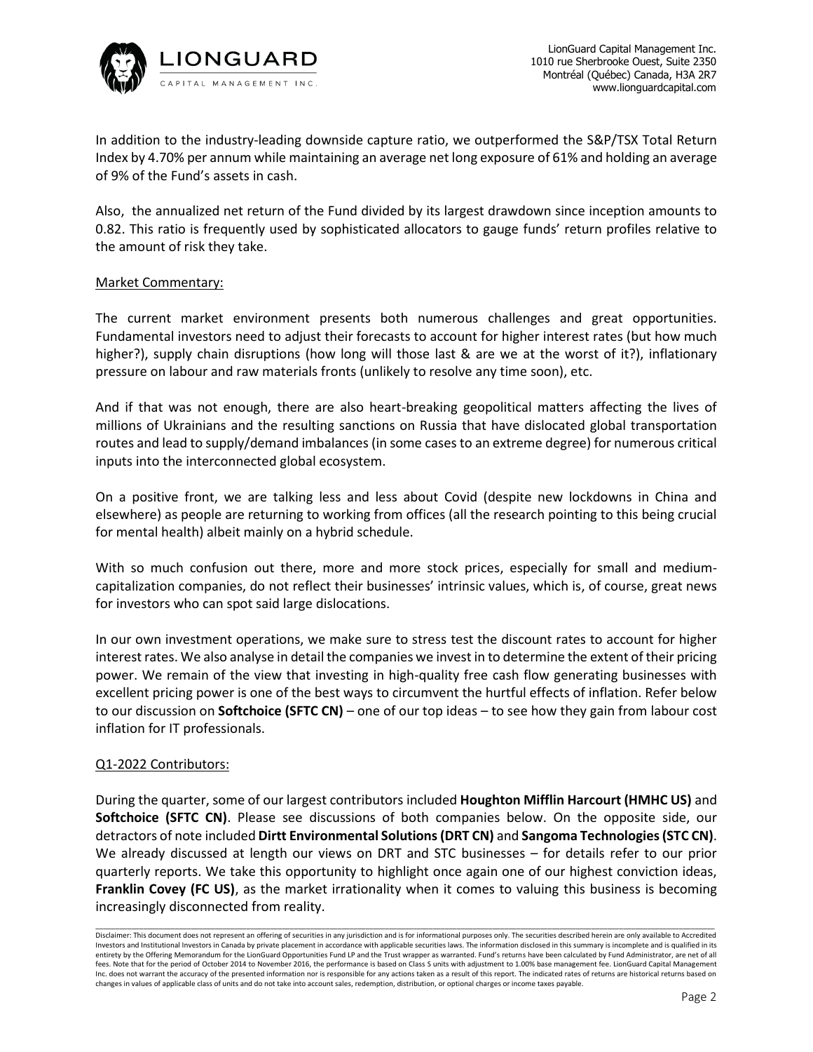In addition to the industry-leading downside capture ratio, we outperformed the S&P/TSX Total Return Index by 4.70% per annum while maintaining an average net long exposure of 61% and holding an average of 9% of the Fund's assets in cash.

Also, the annualized net return of the Fund divided by its largest drawdown since inception amounts to 0.82. This ratio is frequently used by sophisticated allocators to gauge funds' return profiles relative to the amount of risk they take.

Market Commentary:

The current market environment presents both numerous challenges and great opportunities. Fundamental investors need to adjust their forecasts to account for higher interest rates (but how much higher?), supply chain disruptions (how long will those last & are we at the worst of it?), inflationary pressure on labour and raw materials fronts (unlikely to resolve any time soon), etc.

And if that was not enough, there are also heart-breaking geopolitical matters affecting the lives of millions of Ukrainians and the resulting sanctions on Russia that have dislocated global transportation routes and lead to supply/demand imbalances (in some cases to an extreme degree) for numerous critical inputs into the interconnected global ecosystem.

On a positive front, we are talking less and less about Covid (despite new lockdowns in China and elsewhere) as people are returning to working from offices (all the research pointing to this being crucial for mental health) albeit mainly on a hybrid schedule.

With so much confusion out there, more and more stock prices, especially for small and medium-capitalization companies, do not reflect their businesses' intrinsic values, which is, of course, great news for investors who can spot said large dislocations.

In our own investment operations, we make sure to stress test the discount rates to account for higher interest rates. We also analyse in detail the companies we invest in to determine the extent of their pricing power. We remain of the view that investing in high-quality free cash flow generating businesses with excellent pricing power is one of the best ways to circumvent the hurtful effects of inflation. Refer below to our discussion on **Softchoice (SFTC CN)** – one of our top ideas – to see how they gain from labour cost inflation for IT professionals.

Q1-2022 Contributors:

During the quarter, some of our largest contributors included **Houghton Mifflin Harcourt (HMHC US)** and **Softchoice (SFTC CN)**. Please see discussions of both companies below. On the opposite side, our detractors of note included **Dirtt Environmental Solutions (DRT CN)** and **Sangoma Technologies (STC CN)**. We already discussed at length our views on DRT and STC businesses – for details refer to our prior quarterly reports. We take this opportunity to highlight once again one of our highest conviction ideas, **Franklin Covey (FC US)**, as the market irrationality when it comes to valuing this business is becoming increasingly disconnected from reality.

Disclaimer: This document does not represent an offering of securities in any jurisdiction and is for informational purposes only. The securities described herein are only available to Accredited Investors and Institutional Investors in Canada by private placement in accordance with applicable securities laws. The information disclosed in this summary is incomplete and is qualified in its entirety by the Offering Memorandum for the LionGuard Opportunities Fund LP and the Trust wrapper as warranted. Fund's returns have been calculated by Fund Administrator, are net of all fees. Note that for the period of October 2014 to November 2016, the performance is based on Class S units with adjustment to 1.00% base management fee. LionGuard Capital Management Inc. does not warrant the accuracy of the presented information nor is responsible for any actions taken as a result of this report. The indicated rates of returns are historical returns based on changes in values of applicable class of units and do not take into account sales, redemption, distribution, or optional charges or income taxes payable.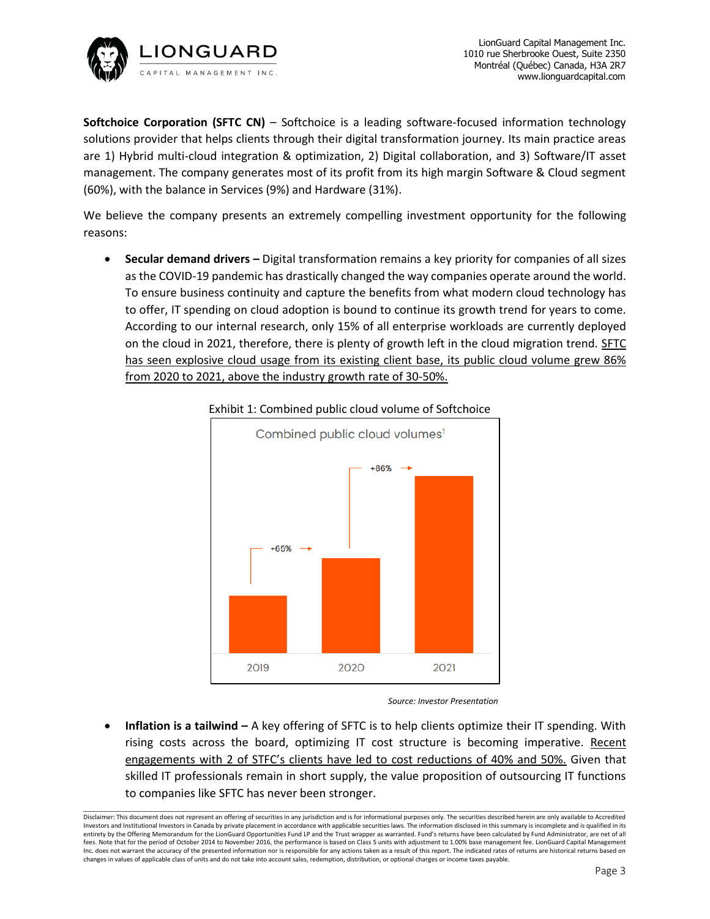**Softchoice Corporation (SFTC CN)** – Softchoice is a leading software-focused information technology solutions provider that helps clients through their digital transformation journey. Its main practice areas are 1) Hybrid multi-cloud integration & optimization, 2) Digital collaboration, and 3) Software/IT asset management. The company generates most of its profit from its high margin Software & Cloud segment (60%), with the balance in Services (9%) and Hardware (31%).

We believe the company presents an extremely compelling investment opportunity for the following reasons:

- **Secular demand drivers –** Digital transformation remains a key priority for companies of all sizes as the COVID-19 pandemic has drastically changed the way companies operate around the world. To ensure business continuity and capture the benefits from what modern cloud technology has to offer, IT spending on cloud adoption is bound to continue its growth trend for years to come. According to our internal research, only 15% of all enterprise workloads are currently deployed on the cloud in 2021, therefore, there is plenty of growth left in the cloud migration trend. <u>SFTC has seen explosive cloud usage from its existing client base, its public cloud volume grew 86% from 2020 to 2021, above the industry growth rate of 30-50%.</u>

Exhibit 1: Combined public cloud volume of Softchoice

Combined public cloud volumes[1]

+65%

+86%

2019

2020

2021

*Source: Investor Presentation*

- **Inflation is a tailwind –** A key offering of SFTC is to help clients optimize their IT spending. With rising costs across the board, optimizing IT cost structure is becoming imperative. <u>Recent engagements with 2 of STFC's clients have led to cost reductions of 40% and 50%.</u> Given that skilled IT professionals remain in short supply, the value proposition of outsourcing IT functions to companies like SFTC has never been stronger.

Disclaimer: This document does not represent an offering of securities in any jurisdiction and is for informational purposes only. The securities described herein are only available to Accredited Investors and Institutional Investors in Canada by private placement in accordance with applicable securities laws. The information disclosed in this summary is incomplete and is qualified in its entirety by the Offering Memorandum for the LionGuard Opportunities Fund LP and the Trust wrapper as warranted. Fund's returns have been calculated by Fund Administrator, are net of all fees. Note that for the period of October 2014 to November 2016, the performance is based on Class S units with adjustment to 1.00% base management fee. LionGuard Capital Management Inc. does not warrant the accuracy of the presented information nor is responsible for any actions taken as a result of this report. The indicated rates of returns are historical returns based on changes in values of applicable class of units and do not take into account sales, redemption, distribution, or optional charges or income taxes payable.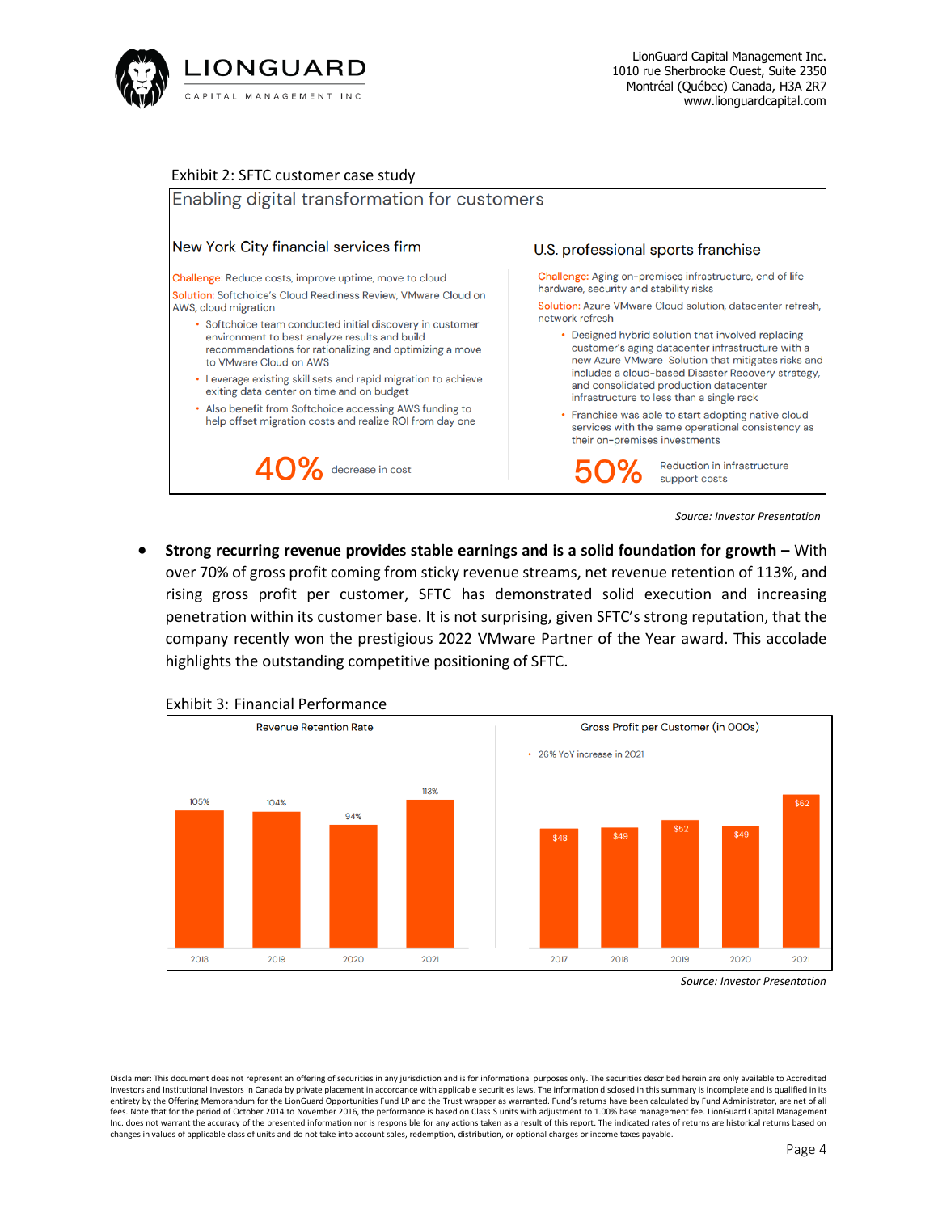Exhibit 2: SFTC customer case study

Enabling digital transformation for customers

New York City financial services firm

Challenge: Reduce costs, improve uptime, move to cloud

Solution: Softchoice's Cloud Readiness Review, VMware Cloud on AWS, cloud migration

- Softchoice team conducted initial discovery in customer environment to best analyze results and build recommendations for rationalizing and optimizing a move to VMware Cloud on AWS
- Leverage existing skill sets and rapid migration to achieve exiting data center on time and on budget
- Also benefit from Softchoice accessing AWS funding to help offset migration costs and realize ROI from day one

40% decrease in cost

U.S. professional sports franchise

Challenge: Aging on-premises infrastructure, end of life hardware, security and stability risks

Solution: Azure VMware Cloud solution, datacenter refresh, network refresh

- Designed hybrid solution that involved replacing customer's aging datacenter infrastructure with a new Azure VMware Solution that mitigates risks and includes a cloud-based Disaster Recovery strategy, and consolidated production datacenter infrastructure to less than a single rack
- Franchise was able to start adopting native cloud services with the same operational consistency as their on-premises investments

50% Reduction in infrastructure support costs

*Source: Investor Presentation*

- **Strong recurring revenue provides stable earnings and is a solid foundation for growth –** With over 70% of gross profit coming from sticky revenue streams, net revenue retention of 113%, and rising gross profit per customer, SFTC has demonstrated solid execution and increasing penetration within its customer base. It is not surprising, given SFTC's strong reputation, that the company recently won the prestigious 2022 VMware Partner of the Year award. This accolade highlights the outstanding competitive positioning of SFTC.

Exhibit 3: Financial Performance

Revenue Retention Rate

105% 104% 94% 113%

2018 2019 2020 2021

Gross Profit per Customer (in 000s)

- 26% YoY increase in 2021

$48 $49 $52 $49 $62

2017 2018 2019 2020 2021

*Source: Investor Presentation*

Disclaimer: This document does not represent an offering of securities in any jurisdiction and is for informational purposes only. The securities described herein are only available to Accredited Investors and Institutional Investors in Canada by private placement in accordance with applicable securities laws. The information disclosed in this summary is incomplete and is qualified in its entirety by the Offering Memorandum for the LionGuard Opportunities Fund LP and the Trust wrapper as warranted. Fund's returns have been calculated by Fund Administrator, are net of all fees. Note that for the period of October 2014 to November 2016, the performance is based on Class S units with adjustment to 1.00% base management fee. LionGuard Capital Management Inc. does not warrant the accuracy of the presented information nor is responsible for any actions taken as a result of this report. The indicated rates of returns are historical returns based on changes in values of applicable class of units and do not take into account sales, redemption, distribution, or optional charges or income taxes payable.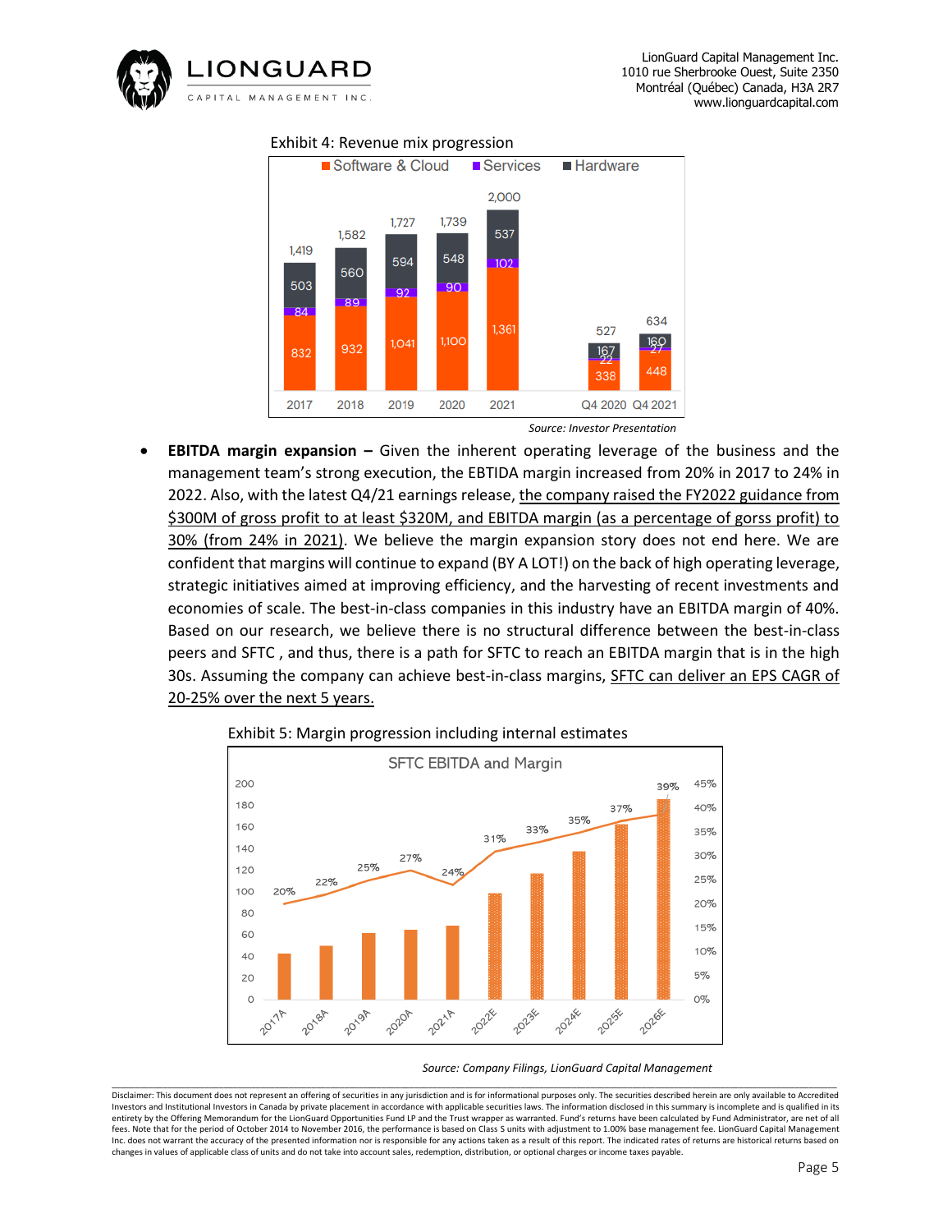Exhibit 4: Revenue mix progression

Software & Cloud
Services
Hardware

2017: 1,419 — 832, 84, 503
2018: 1,582 — 932, 89, 560
2019: 1,727 — 1,041, 92, 594
2020: 1,739 — 1,100, 90, 548
2021: 2,000 — 1,361, 102, 537
Q4 2020: 527 — 338, 22, 167
Q4 2021: 634 — 448, 27, 160

*Source: Investor Presentation*

- **EBITDA margin expansion –** Given the inherent operating leverage of the business and the management team's strong execution, the EBTIDA margin increased from 20% in 2017 to 24% in 2022. Also, with the latest Q4/21 earnings release, <u>the company raised the FY2022 guidance from $300M of gross profit to at least $320M, and EBITDA margin (as a percentage of gorss profit) to 30% (from 24% in 2021)</u>. We believe the margin expansion story does not end here. We are confident that margins will continue to expand (BY A LOT!) on the back of high operating leverage, strategic initiatives aimed at improving efficiency, and the harvesting of recent investments and economies of scale. The best-in-class companies in this industry have an EBITDA margin of 40%. Based on our research, we believe there is no structural difference between the best-in-class peers and SFTC , and thus, there is a path for SFTC to reach an EBITDA margin that is in the high 30s. Assuming the company can achieve best-in-class margins, <u>SFTC can deliver an EPS CAGR of 20-25% over the next 5 years.</u>

Exhibit 5: Margin progression including internal estimates

SFTC EBITDA and Margin

0, 20, 40, 60, 80, 100, 120, 140, 160, 180, 200
0%, 5%, 10%, 15%, 20%, 25%, 30%, 35%, 40%, 45%

2017A: 20%
2018A: 22%
2019A: 25%
2020A: 27%
2021A: 24%
2022E: 31%
2023E: 33%
2024E: 35%
2025E: 37%
2026E: 39%

*Source: Company Filings, LionGuard Capital Management*

Disclaimer: This document does not represent an offering of securities in any jurisdiction and is for informational purposes only. The securities described herein are only available to Accredited Investors and Institutional Investors in Canada by private placement in accordance with applicable securities laws. The information disclosed in this summary is incomplete and is qualified in its entirety by the Offering Memorandum for the LionGuard Opportunities Fund LP and the Trust wrapper as warranted. Fund's returns have been calculated by Fund Administrator, are net of all fees. Note that for the period of October 2014 to November 2016, the performance is based on Class S units with adjustment to 1.00% base management fee. LionGuard Capital Management Inc. does not warrant the accuracy of the presented information nor is responsible for any actions taken as a result of this report. The indicated rates of returns are historical returns based on changes in values of applicable class of units and do not take into account sales, redemption, distribution, or optional charges or income taxes payable.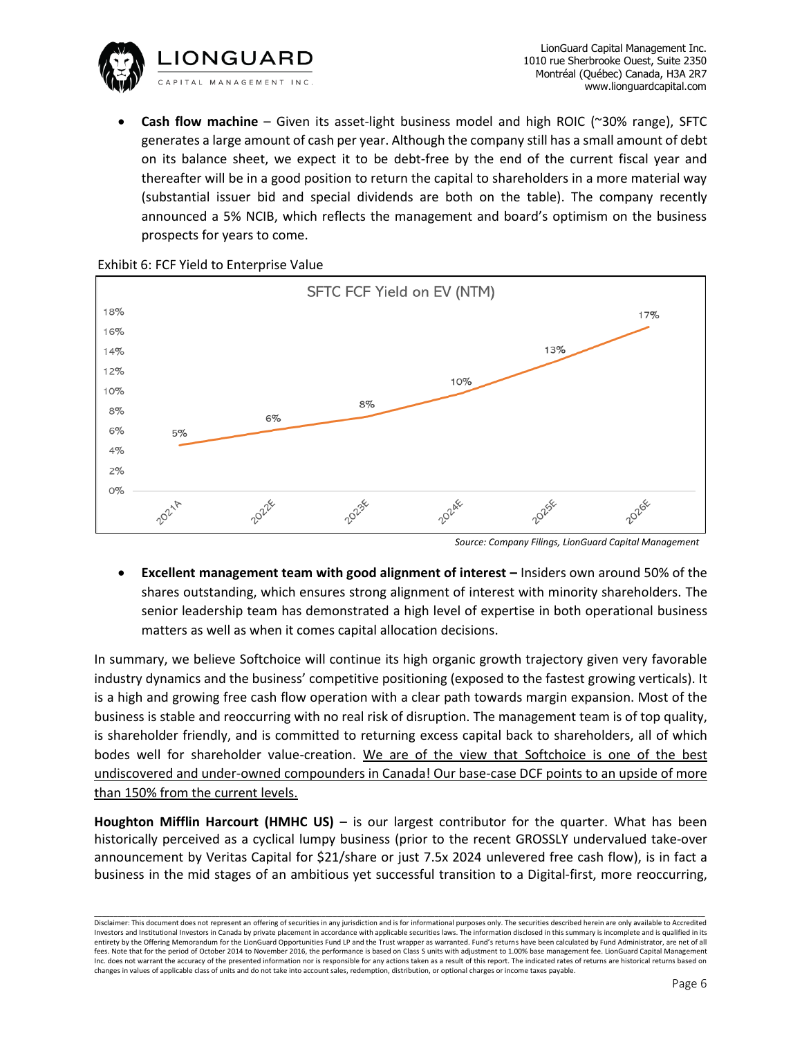- **Cash flow machine** – Given its asset-light business model and high ROIC (~30% range), SFTC generates a large amount of cash per year. Although the company still has a small amount of debt on its balance sheet, we expect it to be debt-free by the end of the current fiscal year and thereafter will be in a good position to return the capital to shareholders in a more material way (substantial issuer bid and special dividends are both on the table). The company recently announced a 5% NCIB, which reflects the management and board's optimism on the business prospects for years to come.

Exhibit 6: FCF Yield to Enterprise Value

SFTC FCF Yield on EV (NTM)

18%
16%
14%
12%
10%
8%
6%
4%
2%
0%

5%
6%
8%
10%
13%
17%

2021A
2022E
2023E
2024E
2025E
2026E

*Source: Company Filings, LionGuard Capital Management*

- **Excellent management team with good alignment of interest –** Insiders own around 50% of the shares outstanding, which ensures strong alignment of interest with minority shareholders. The senior leadership team has demonstrated a high level of expertise in both operational business matters as well as when it comes capital allocation decisions.

In summary, we believe Softchoice will continue its high organic growth trajectory given very favorable industry dynamics and the business' competitive positioning (exposed to the fastest growing verticals). It is a high and growing free cash flow operation with a clear path towards margin expansion. Most of the business is stable and reoccurring with no real risk of disruption. The management team is of top quality, is shareholder friendly, and is committed to returning excess capital back to shareholders, all of which bodes well for shareholder value-creation. We are of the view that Softchoice is one of the best undiscovered and under-owned compounders in Canada! Our base-case DCF points to an upside of more than 150% from the current levels.

**Houghton Mifflin Harcourt (HMHC US)** – is our largest contributor for the quarter. What has been historically perceived as a cyclical lumpy business (prior to the recent GROSSLY undervalued take-over announcement by Veritas Capital for $21/share or just 7.5x 2024 unlevered free cash flow), is in fact a business in the mid stages of an ambitious yet successful transition to a Digital-first, more reoccurring,

Disclaimer: This document does not represent an offering of securities in any jurisdiction and is for informational purposes only. The securities described herein are only available to Accredited Investors and Institutional Investors in Canada by private placement in accordance with applicable securities laws. The information disclosed in this summary is incomplete and is qualified in its entirety by the Offering Memorandum for the LionGuard Opportunities Fund LP and the Trust wrapper as warranted. Fund's returns have been calculated by Fund Administrator, are net of all fees. Note that for the period of October 2014 to November 2016, the performance is based on Class S units with adjustment to 1.00% base management fee. LionGuard Capital Management Inc. does not warrant the accuracy of the presented information nor is responsible for any actions taken as a result of this report. The indicated rates of returns are historical returns based on changes in values of applicable class of units and do not take into account sales, redemption, distribution, or optional charges or income taxes payable.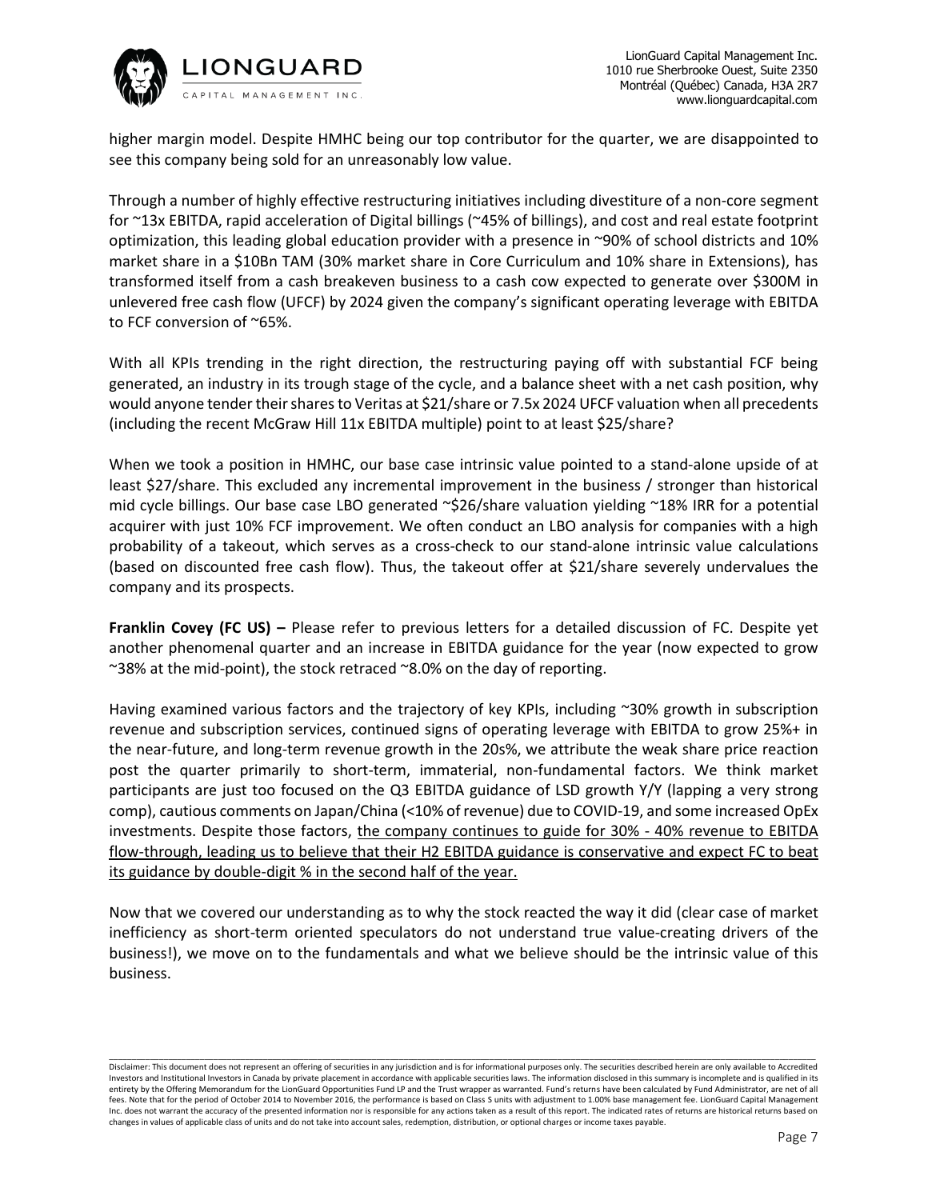higher margin model. Despite HMHC being our top contributor for the quarter, we are disappointed to see this company being sold for an unreasonably low value.

Through a number of highly effective restructuring initiatives including divestiture of a non-core segment for ~13x EBITDA, rapid acceleration of Digital billings (~45% of billings), and cost and real estate footprint optimization, this leading global education provider with a presence in ~90% of school districts and 10% market share in a $10Bn TAM (30% market share in Core Curriculum and 10% share in Extensions), has transformed itself from a cash breakeven business to a cash cow expected to generate over $300M in unlevered free cash flow (UFCF) by 2024 given the company's significant operating leverage with EBITDA to FCF conversion of ~65%.

With all KPIs trending in the right direction, the restructuring paying off with substantial FCF being generated, an industry in its trough stage of the cycle, and a balance sheet with a net cash position, why would anyone tender their shares to Veritas at $21/share or 7.5x 2024 UFCF valuation when all precedents (including the recent McGraw Hill 11x EBITDA multiple) point to at least $25/share?

When we took a position in HMHC, our base case intrinsic value pointed to a stand-alone upside of at least $27/share. This excluded any incremental improvement in the business / stronger than historical mid cycle billings. Our base case LBO generated ~$26/share valuation yielding ~18% IRR for a potential acquirer with just 10% FCF improvement. We often conduct an LBO analysis for companies with a high probability of a takeout, which serves as a cross-check to our stand-alone intrinsic value calculations (based on discounted free cash flow). Thus, the takeout offer at $21/share severely undervalues the company and its prospects.

**Franklin Covey (FC US) –** Please refer to previous letters for a detailed discussion of FC. Despite yet another phenomenal quarter and an increase in EBITDA guidance for the year (now expected to grow ~38% at the mid-point), the stock retraced ~8.0% on the day of reporting.

Having examined various factors and the trajectory of key KPIs, including ~30% growth in subscription revenue and subscription services, continued signs of operating leverage with EBITDA to grow 25%+ in the near-future, and long-term revenue growth in the 20s%, we attribute the weak share price reaction post the quarter primarily to short-term, immaterial, non-fundamental factors. We think market participants are just too focused on the Q3 EBITDA guidance of LSD growth Y/Y (lapping a very strong comp), cautious comments on Japan/China (<10% of revenue) due to COVID-19, and some increased OpEx investments. Despite those factors, <u>the company continues to guide for 30% - 40% revenue to EBITDA flow-through, leading us to believe that their H2 EBITDA guidance is conservative and expect FC to beat its guidance by double-digit % in the second half of the year.</u>

Now that we covered our understanding as to why the stock reacted the way it did (clear case of market inefficiency as short-term oriented speculators do not understand true value-creating drivers of the business!), we move on to the fundamentals and what we believe should be the intrinsic value of this business.

Disclaimer: This document does not represent an offering of securities in any jurisdiction and is for informational purposes only. The securities described herein are only available to Accredited Investors and Institutional Investors in Canada by private placement in accordance with applicable securities laws. The information disclosed in this summary is incomplete and is qualified in its entirety by the Offering Memorandum for the LionGuard Opportunities Fund LP and the Trust wrapper as warranted. Fund's returns have been calculated by Fund Administrator, are net of all fees. Note that for the period of October 2014 to November 2016, the performance is based on Class S units with adjustment to 1.00% base management fee. LionGuard Capital Management Inc. does not warrant the accuracy of the presented information nor is responsible for any actions taken as a result of this report. The indicated rates of returns are historical returns based on changes in values of applicable class of units and do not take into account sales, redemption, distribution, or optional charges or income taxes payable.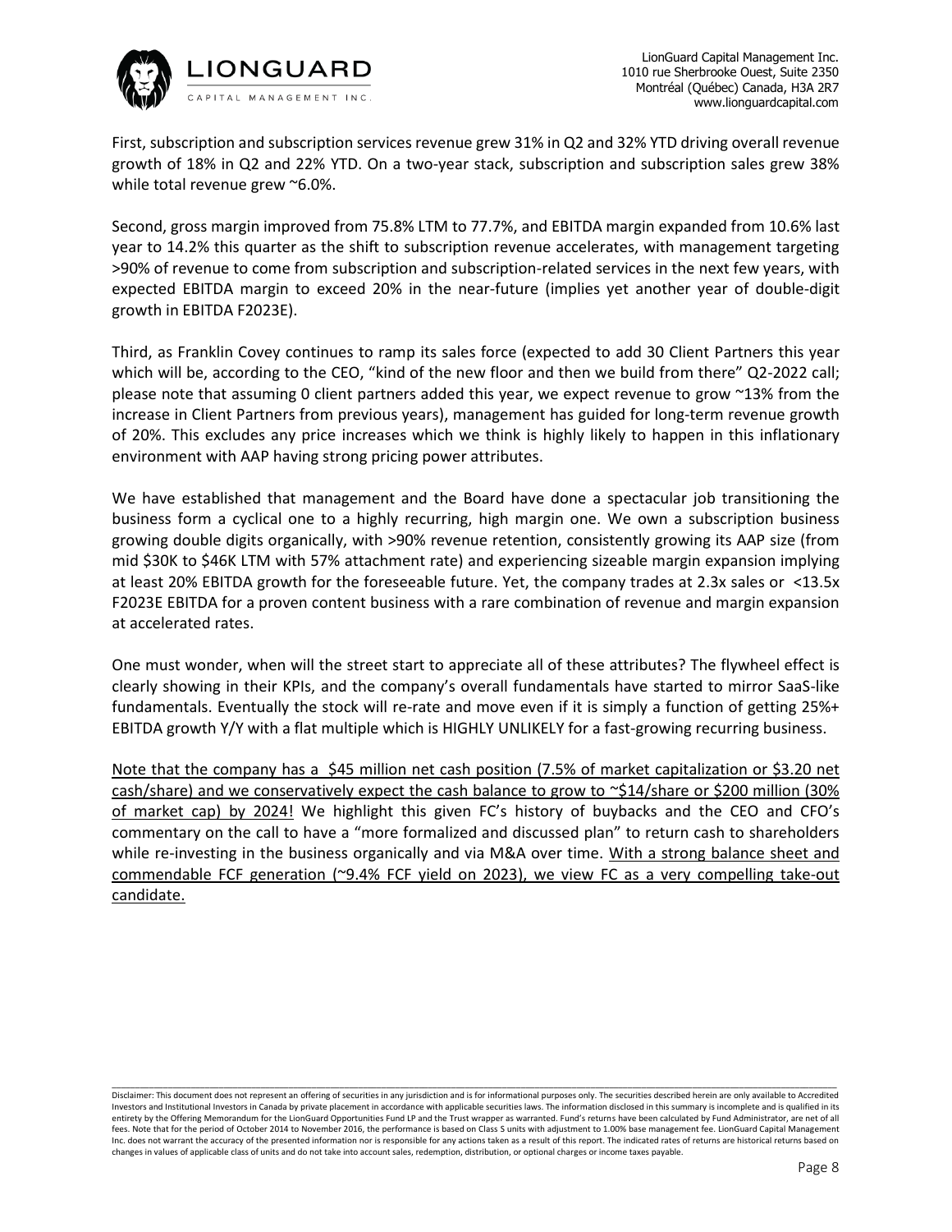First, subscription and subscription services revenue grew 31% in Q2 and 32% YTD driving overall revenue growth of 18% in Q2 and 22% YTD. On a two-year stack, subscription and subscription sales grew 38% while total revenue grew ~6.0%.

Second, gross margin improved from 75.8% LTM to 77.7%, and EBITDA margin expanded from 10.6% last year to 14.2% this quarter as the shift to subscription revenue accelerates, with management targeting >90% of revenue to come from subscription and subscription-related services in the next few years, with expected EBITDA margin to exceed 20% in the near-future (implies yet another year of double-digit growth in EBITDA F2023E).

Third, as Franklin Covey continues to ramp its sales force (expected to add 30 Client Partners this year which will be, according to the CEO, "kind of the new floor and then we build from there" Q2-2022 call; please note that assuming 0 client partners added this year, we expect revenue to grow ~13% from the increase in Client Partners from previous years), management has guided for long-term revenue growth of 20%. This excludes any price increases which we think is highly likely to happen in this inflationary environment with AAP having strong pricing power attributes.

We have established that management and the Board have done a spectacular job transitioning the business form a cyclical one to a highly recurring, high margin one. We own a subscription business growing double digits organically, with >90% revenue retention, consistently growing its AAP size (from mid $30K to $46K LTM with 57% attachment rate) and experiencing sizeable margin expansion implying at least 20% EBITDA growth for the foreseeable future. Yet, the company trades at 2.3x sales or <13.5x F2023E EBITDA for a proven content business with a rare combination of revenue and margin expansion at accelerated rates.

One must wonder, when will the street start to appreciate all of these attributes? The flywheel effect is clearly showing in their KPIs, and the company's overall fundamentals have started to mirror SaaS-like fundamentals. Eventually the stock will re-rate and move even if it is simply a function of getting 25%+ EBITDA growth Y/Y with a flat multiple which is HIGHLY UNLIKELY for a fast-growing recurring business.

<u>Note that the company has a $45 million net cash position (7.5% of market capitalization or $3.20 net cash/share) and we conservatively expect the cash balance to grow to ~$14/share or $200 million (30% of market cap) by 2024!</u> We highlight this given FC's history of buybacks and the CEO and CFO's commentary on the call to have a "more formalized and discussed plan" to return cash to shareholders while re-investing in the business organically and via M&A over time. <u>With a strong balance sheet and commendable FCF generation (~9.4% FCF yield on 2023), we view FC as a very compelling take-out candidate.</u>

Disclaimer: This document does not represent an offering of securities in any jurisdiction and is for informational purposes only. The securities described herein are only available to Accredited Investors and Institutional Investors in Canada by private placement in accordance with applicable securities laws. The information disclosed in this summary is incomplete and is qualified in its entirety by the Offering Memorandum for the LionGuard Opportunities Fund LP and the Trust wrapper as warranted. Fund's returns have been calculated by Fund Administrator, are net of all fees. Note that for the period of October 2014 to November 2016, the performance is based on Class S units with adjustment to 1.00% base management fee. LionGuard Capital Management Inc. does not warrant the accuracy of the presented information nor is responsible for any actions taken as a result of this report. The indicated rates of returns are historical returns based on changes in values of applicable class of units and do not take into account sales, redemption, distribution, or optional charges or income taxes payable.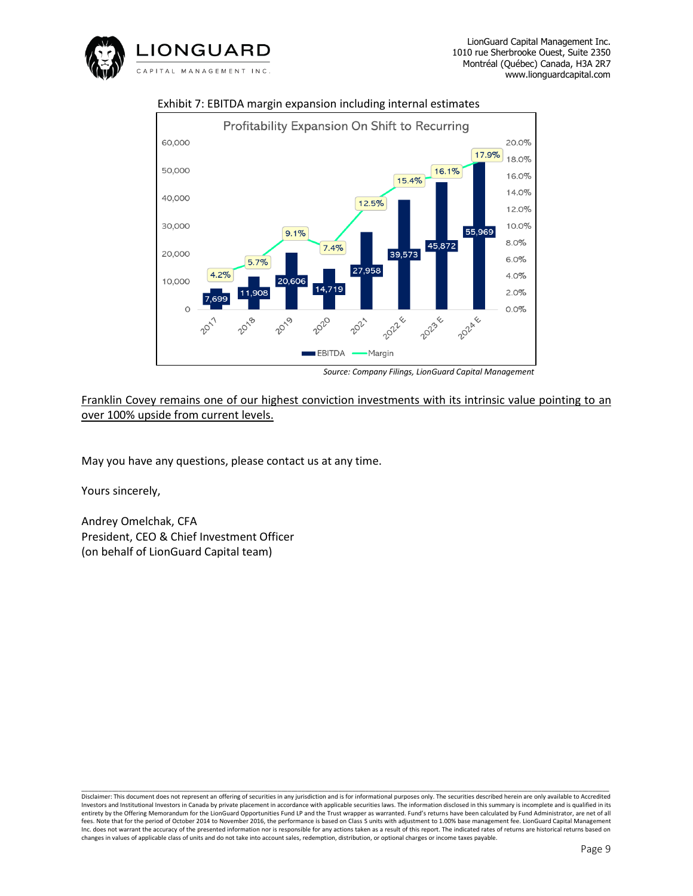Exhibit 7: EBITDA margin expansion including internal estimates

Profitability Expansion On Shift to Recurring

60,000
50,000
40,000
30,000
20,000
10,000
0

20.0%
18.0%
16.0%
14.0%
12.0%
10.0%
8.0%
6.0%
4.0%
2.0%
0.0%

2017 2018 2019 2020 2021 2022 E 2023 E 2024 E

7,699
11,908
20,606
14,719
27,958
39,573
45,872
55,969

4.2%
5.7%
9.1%
7.4%
12.5%
15.4%
16.1%
17.9%

EBITDA
Margin

*Source: Company Filings, LionGuard Capital Management*

<u>Franklin Covey remains one of our highest conviction investments with its intrinsic value pointing to an over 100% upside from current levels.</u>

May you have any questions, please contact us at any time.

Yours sincerely,

Andrey Omelchak, CFA
President, CEO & Chief Investment Officer
(on behalf of LionGuard Capital team)

Disclaimer: This document does not represent an offering of securities in any jurisdiction and is for informational purposes only. The securities described herein are only available to Accredited Investors and Institutional Investors in Canada by private placement in accordance with applicable securities laws. The information disclosed in this summary is incomplete and is qualified in its entirety by the Offering Memorandum for the LionGuard Opportunities Fund LP and the Trust wrapper as warranted. Fund's returns have been calculated by Fund Administrator, are net of all fees. Note that for the period of October 2014 to November 2016, the performance is based on Class S units with adjustment to 1.00% base management fee. LionGuard Capital Management Inc. does not warrant the accuracy of the presented information nor is responsible for any actions taken as a result of this report. The indicated rates of returns are historical returns based on changes in values of applicable class of units and do not take into account sales, redemption, distribution, or optional charges or income taxes payable.